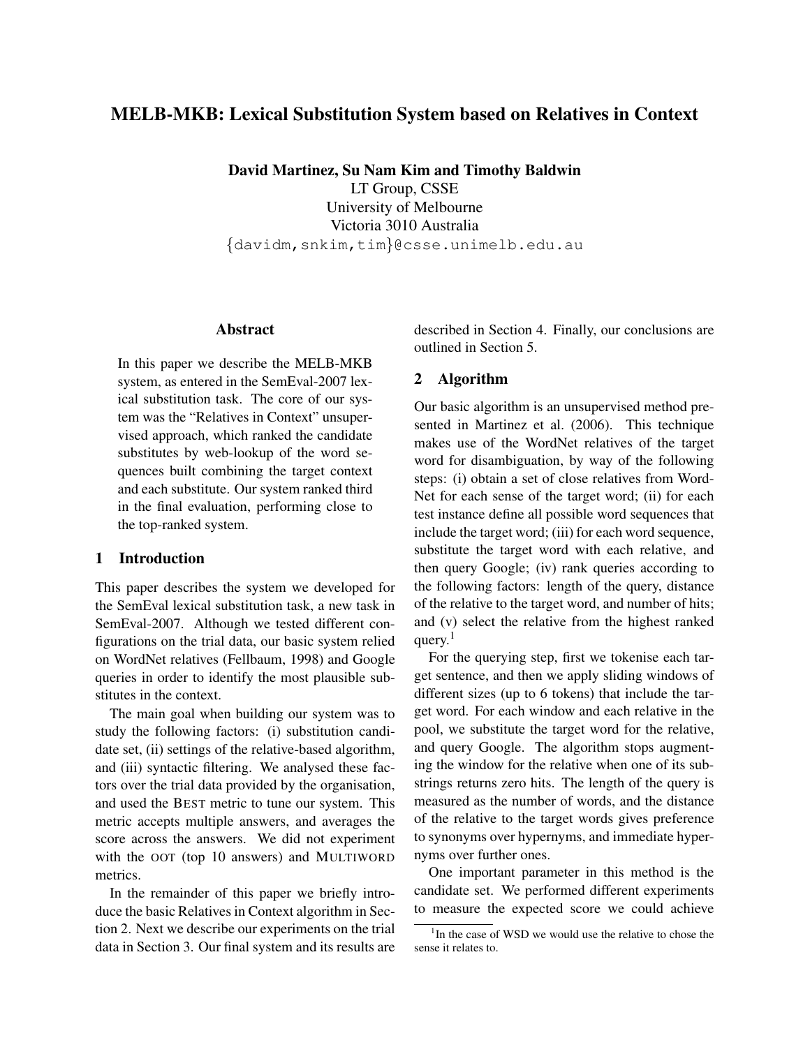# MELB-MKB: Lexical Substitution System based on Relatives in Context

**David Martinez, Su Nam Kim and Timothy Baldwin**
LT Group, CSSE
University of Melbourne
Victoria 3010 Australia
{davidm,snkim,tim}@csse.unimelb.edu.au

## Abstract

In this paper we describe the MELB-MKB system, as entered in the SemEval-2007 lexical substitution task. The core of our system was the "Relatives in Context" unsupervised approach, which ranked the candidate substitutes by web-lookup of the word sequences built combining the target context and each substitute. Our system ranked third in the final evaluation, performing close to the top-ranked system.

## 1 Introduction

This paper describes the system we developed for the SemEval lexical substitution task, a new task in SemEval-2007. Although we tested different configurations on the trial data, our basic system relied on WordNet relatives (Fellbaum, 1998) and Google queries in order to identify the most plausible substitutes in the context.

The main goal when building our system was to study the following factors: (i) substitution candidate set, (ii) settings of the relative-based algorithm, and (iii) syntactic filtering. We analysed these factors over the trial data provided by the organisation, and used the BEST metric to tune our system. This metric accepts multiple answers, and averages the score across the answers. We did not experiment with the OOT (top 10 answers) and MULTIWORD metrics.

In the remainder of this paper we briefly introduce the basic Relatives in Context algorithm in Section 2. Next we describe our experiments on the trial data in Section 3. Our final system and its results are described in Section 4. Finally, our conclusions are outlined in Section 5.

## 2 Algorithm

Our basic algorithm is an unsupervised method presented in Martinez et al. (2006). This technique makes use of the WordNet relatives of the target word for disambiguation, by way of the following steps: (i) obtain a set of close relatives from WordNet for each sense of the target word; (ii) for each test instance define all possible word sequences that include the target word; (iii) for each word sequence, substitute the target word with each relative, and then query Google; (iv) rank queries according to the following factors: length of the query, distance of the relative to the target word, and number of hits; and (v) select the relative from the highest ranked query.[1]

For the querying step, first we tokenise each target sentence, and then we apply sliding windows of different sizes (up to 6 tokens) that include the target word. For each window and each relative in the pool, we substitute the target word for the relative, and query Google. The algorithm stops augmenting the window for the relative when one of its substrings returns zero hits. The length of the query is measured as the number of words, and the distance of the relative to the target words gives preference to synonyms over hypernyms, and immediate hypernyms over further ones.

One important parameter in this method is the candidate set. We performed different experiments to measure the expected score we could achieve

[1] In the case of WSD we would use the relative to chose the sense it relates to.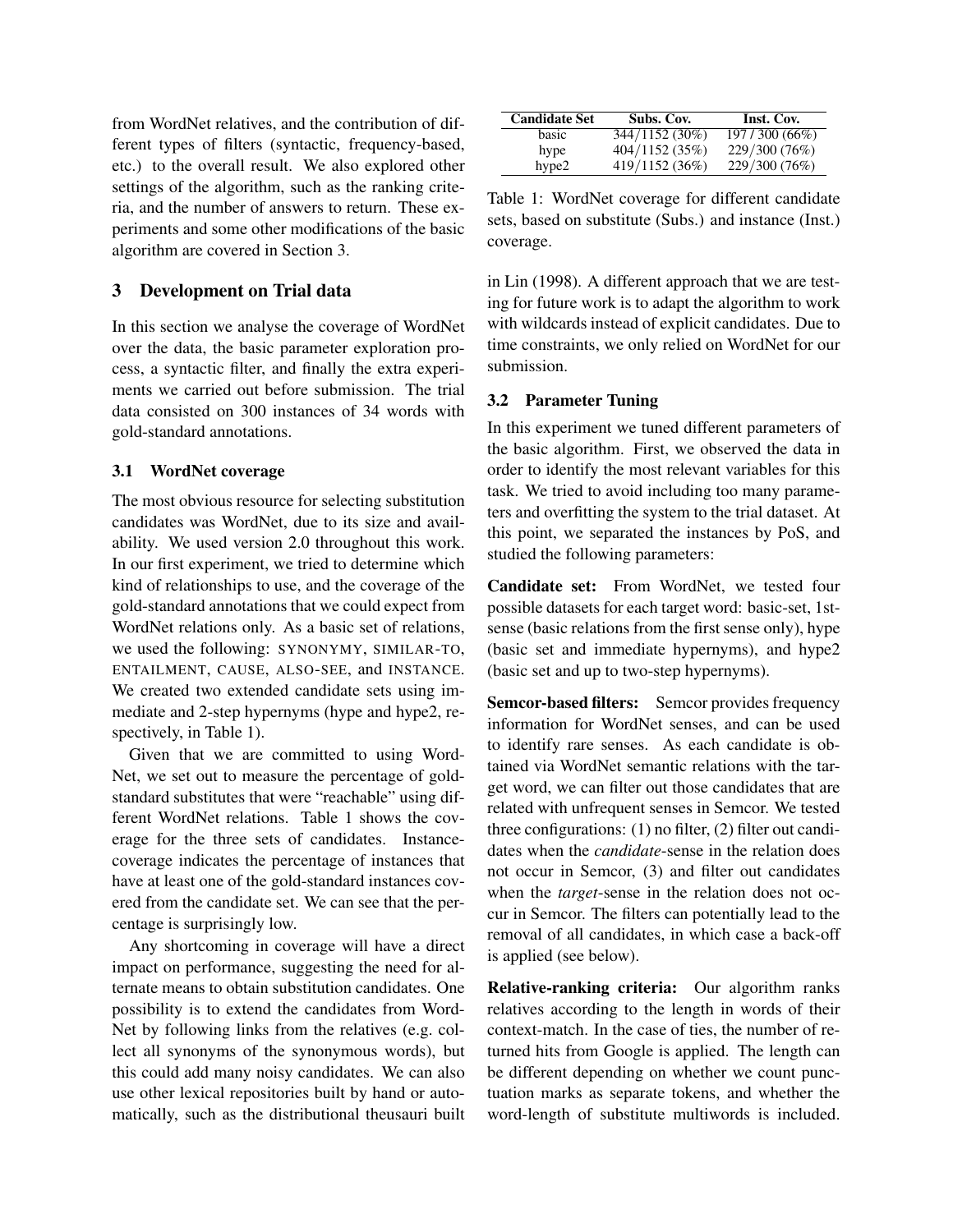from WordNet relatives, and the contribution of different types of filters (syntactic, frequency-based, etc.) to the overall result. We also explored other settings of the algorithm, such as the ranking criteria, and the number of answers to return. These experiments and some other modifications of the basic algorithm are covered in Section 3.

## 3 Development on Trial data

In this section we analyse the coverage of WordNet over the data, the basic parameter exploration process, a syntactic filter, and finally the extra experiments we carried out before submission. The trial data consisted on 300 instances of 34 words with gold-standard annotations.

### 3.1 WordNet coverage

The most obvious resource for selecting substitution candidates was WordNet, due to its size and availability. We used version 2.0 throughout this work. In our first experiment, we tried to determine which kind of relationships to use, and the coverage of the gold-standard annotations that we could expect from WordNet relations only. As a basic set of relations, we used the following: SYNONYMY, SIMILAR-TO, ENTAILMENT, CAUSE, ALSO-SEE, and INSTANCE. We created two extended candidate sets using immediate and 2-step hypernyms (hype and hype2, respectively, in Table 1).

Given that we are committed to using WordNet, we set out to measure the percentage of gold-standard substitutes that were "reachable" using different WordNet relations. Table 1 shows the coverage for the three sets of candidates. Instance-coverage indicates the percentage of instances that have at least one of the gold-standard instances covered from the candidate set. We can see that the percentage is surprisingly low.

Any shortcoming in coverage will have a direct impact on performance, suggesting the need for alternate means to obtain substitution candidates. One possibility is to extend the candidates from WordNet by following links from the relatives (e.g. collect all synonyms of the synonymous words), but this could add many noisy candidates. We can also use other lexical repositories built by hand or automatically, such as the distributional theusauri built in Lin (1998). A different approach that we are testing for future work is to adapt the algorithm to work with wildcards instead of explicit candidates. Due to time constraints, we only relied on WordNet for our submission.

| Candidate Set | Subs. Cov. | Inst. Cov. |
|---|---|---|
| basic | 344/1152 (30%) | 197 / 300 (66%) |
| hype | 404/1152 (35%) | 229/300 (76%) |
| hype2 | 419/1152 (36%) | 229/300 (76%) |

Table 1: WordNet coverage for different candidate sets, based on substitute (Subs.) and instance (Inst.) coverage.

### 3.2 Parameter Tuning

In this experiment we tuned different parameters of the basic algorithm. First, we observed the data in order to identify the most relevant variables for this task. We tried to avoid including too many parameters and overfitting the system to the trial dataset. At this point, we separated the instances by PoS, and studied the following parameters:

**Candidate set:** From WordNet, we tested four possible datasets for each target word: basic-set, 1st-sense (basic relations from the first sense only), hype (basic set and immediate hypernyms), and hype2 (basic set and up to two-step hypernyms).

**Semcor-based filters:** Semcor provides frequency information for WordNet senses, and can be used to identify rare senses. As each candidate is obtained via WordNet semantic relations with the target word, we can filter out those candidates that are related with unfrequent senses in Semcor. We tested three configurations: (1) no filter, (2) filter out candidates when the *candidate*-sense in the relation does not occur in Semcor, (3) and filter out candidates when the *target*-sense in the relation does not occur in Semcor. The filters can potentially lead to the removal of all candidates, in which case a back-off is applied (see below).

**Relative-ranking criteria:** Our algorithm ranks relatives according to the length in words of their context-match. In the case of ties, the number of returned hits from Google is applied. The length can be different depending on whether we count punctuation marks as separate tokens, and whether the word-length of substitute multiwords is included.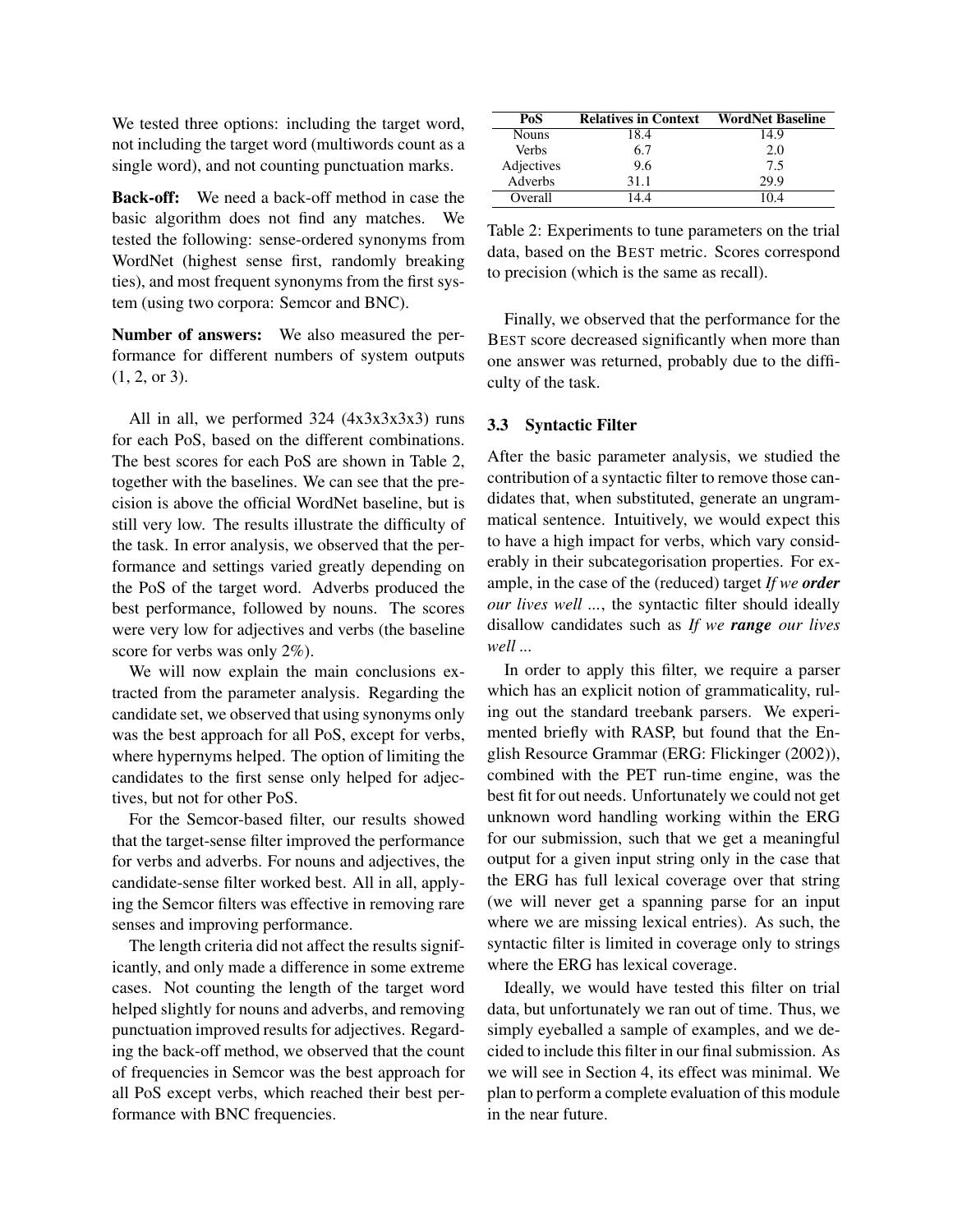We tested three options: including the target word, not including the target word (multiwords count as a single word), and not counting punctuation marks.

**Back-off:** We need a back-off method in case the basic algorithm does not find any matches. We tested the following: sense-ordered synonyms from WordNet (highest sense first, randomly breaking ties), and most frequent synonyms from the first system (using two corpora: Semcor and BNC).

**Number of answers:** We also measured the performance for different numbers of system outputs (1, 2, or 3).

All in all, we performed 324 (4x3x3x3x3) runs for each PoS, based on the different combinations. The best scores for each PoS are shown in Table 2, together with the baselines. We can see that the precision is above the official WordNet baseline, but is still very low. The results illustrate the difficulty of the task. In error analysis, we observed that the performance and settings varied greatly depending on the PoS of the target word. Adverbs produced the best performance, followed by nouns. The scores were very low for adjectives and verbs (the baseline score for verbs was only 2%).

We will now explain the main conclusions extracted from the parameter analysis. Regarding the candidate set, we observed that using synonyms only was the best approach for all PoS, except for verbs, where hypernyms helped. The option of limiting the candidates to the first sense only helped for adjectives, but not for other PoS.

For the Semcor-based filter, our results showed that the target-sense filter improved the performance for verbs and adverbs. For nouns and adjectives, the candidate-sense filter worked best. All in all, applying the Semcor filters was effective in removing rare senses and improving performance.

The length criteria did not affect the results significantly, and only made a difference in some extreme cases. Not counting the length of the target word helped slightly for nouns and adverbs, and removing punctuation improved results for adjectives. Regarding the back-off method, we observed that the count of frequencies in Semcor was the best approach for all PoS except verbs, which reached their best performance with BNC frequencies.

| PoS | Relatives in Context | WordNet Baseline |
|---|---|---|
| Nouns | 18.4 | 14.9 |
| Verbs | 6.7 | 2.0 |
| Adjectives | 9.6 | 7.5 |
| Adverbs | 31.1 | 29.9 |
| Overall | 14.4 | 10.4 |

Table 2: Experiments to tune parameters on the trial data, based on the BEST metric. Scores correspond to precision (which is the same as recall).

Finally, we observed that the performance for the BEST score decreased significantly when more than one answer was returned, probably due to the difficulty of the task.

### 3.3 Syntactic Filter

After the basic parameter analysis, we studied the contribution of a syntactic filter to remove those candidates that, when substituted, generate an ungrammatical sentence. Intuitively, we would expect this to have a high impact for verbs, which vary considerably in their subcategorisation properties. For example, in the case of the (reduced) target *If we **order** our lives well ...*, the syntactic filter should ideally disallow candidates such as *If we **range** our lives well ...*

In order to apply this filter, we require a parser which has an explicit notion of grammaticality, ruling out the standard treebank parsers. We experimented briefly with RASP, but found that the English Resource Grammar (ERG: Flickinger (2002)), combined with the PET run-time engine, was the best fit for out needs. Unfortunately we could not get unknown word handling working within the ERG for our submission, such that we get a meaningful output for a given input string only in the case that the ERG has full lexical coverage over that string (we will never get a spanning parse for an input where we are missing lexical entries). As such, the syntactic filter is limited in coverage only to strings where the ERG has lexical coverage.

Ideally, we would have tested this filter on trial data, but unfortunately we ran out of time. Thus, we simply eyeballed a sample of examples, and we decided to include this filter in our final submission. As we will see in Section 4, its effect was minimal. We plan to perform a complete evaluation of this module in the near future.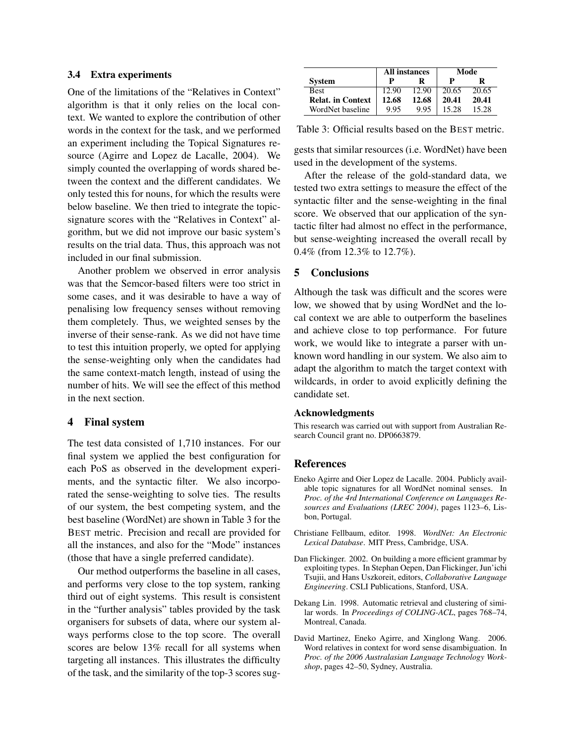### 3.4 Extra experiments

One of the limitations of the "Relatives in Context" algorithm is that it only relies on the local context. We wanted to explore the contribution of other words in the context for the task, and we performed an experiment including the Topical Signatures resource (Agirre and Lopez de Lacalle, 2004). We simply counted the overlapping of words shared between the context and the different candidates. We only tested this for nouns, for which the results were below baseline. We then tried to integrate the topic-signature scores with the "Relatives in Context" algorithm, but we did not improve our basic system's results on the trial data. Thus, this approach was not included in our final submission.

Another problem we observed in error analysis was that the Semcor-based filters were too strict in some cases, and it was desirable to have a way of penalising low frequency senses without removing them completely. Thus, we weighted senses by the inverse of their sense-rank. As we did not have time to test this intuition properly, we opted for applying the sense-weighting only when the candidates had the same context-match length, instead of using the number of hits. We will see the effect of this method in the next section.

## 4 Final system

The test data consisted of 1,710 instances. For our final system we applied the best configuration for each PoS as observed in the development experiments, and the syntactic filter. We also incorporated the sense-weighting to solve ties. The results of our system, the best competing system, and the best baseline (WordNet) are shown in Table 3 for the BEST metric. Precision and recall are provided for all the instances, and also for the "Mode" instances (those that have a single preferred candidate).

| | All instances | | Mode | |
|---|---|---|---|---|
| **System** | **P** | **R** | **P** | **R** |
| Best | 12.90 | 12.90 | 20.65 | 20.65 |
| **Relat. in Context** | **12.68** | **12.68** | **20.41** | **20.41** |
| WordNet baseline | 9.95 | 9.95 | 15.28 | 15.28 |

Table 3: Official results based on the BEST metric.

Our method outperforms the baseline in all cases, and performs very close to the top system, ranking third out of eight systems. This result is consistent in the "further analysis" tables provided by the task organisers for subsets of data, where our system always performs close to the top score. The overall scores are below 13% recall for all systems when targeting all instances. This illustrates the difficulty of the task, and the similarity of the top-3 scores suggests that similar resources (i.e. WordNet) have been used in the development of the systems.

After the release of the gold-standard data, we tested two extra settings to measure the effect of the syntactic filter and the sense-weighting in the final score. We observed that our application of the syntactic filter had almost no effect in the performance, but sense-weighting increased the overall recall by 0.4% (from 12.3% to 12.7%).

## 5 Conclusions

Although the task was difficult and the scores were low, we showed that by using WordNet and the local context we are able to outperform the baselines and achieve close to top performance. For future work, we would like to integrate a parser with unknown word handling in our system. We also aim to adapt the algorithm to match the target context with wildcards, in order to avoid explicitly defining the candidate set.

### Acknowledgments

This research was carried out with support from Australian Research Council grant no. DP0663879.

## References

Eneko Agirre and Oier Lopez de Lacalle. 2004. Publicly available topic signatures for all WordNet nominal senses. In *Proc. of the 4rd International Conference on Languages Resources and Evaluations (LREC 2004)*, pages 1123–6, Lisbon, Portugal.

Christiane Fellbaum, editor. 1998. *WordNet: An Electronic Lexical Database*. MIT Press, Cambridge, USA.

Dan Flickinger. 2002. On building a more efficient grammar by exploiting types. In Stephan Oepen, Dan Flickinger, Jun'ichi Tsujii, and Hans Uszkoreit, editors, *Collaborative Language Engineering*. CSLI Publications, Stanford, USA.

Dekang Lin. 1998. Automatic retrieval and clustering of similar words. In *Proceedings of COLING-ACL*, pages 768–74, Montreal, Canada.

David Martinez, Eneko Agirre, and Xinglong Wang. 2006. Word relatives in context for word sense disambiguation. In *Proc. of the 2006 Australasian Language Technology Workshop*, pages 42–50, Sydney, Australia.